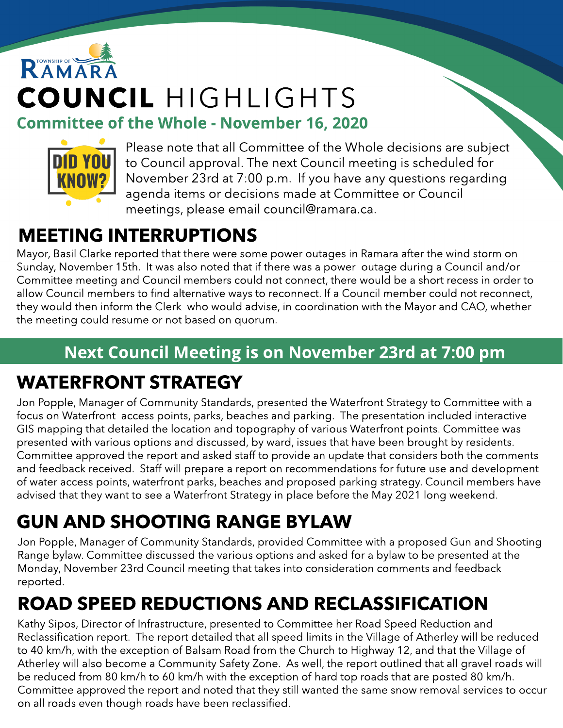TOWNSHIP OF RAMARA

# COUNCIL HIGHLIGHTS

## Committee of the Whole - November 16, 2020

**DID YOU KNOW?**

Please note that all Committee of the Whole decisions are subject to Council approval. The next Council meeting is scheduled for November 23rd at 7:00 p.m. If you have any questions regarding agenda items or decisions made at Committee or Council meetings, please email council@ramara.ca.

## MEETING INTERRUPTIONS

Mayor, Basil Clarke reported that there were some power outages in Ramara after the wind storm on Sunday, November 15th. It was also noted that if there was a power outage during a Council and/or Committee meeting and Council members could not connect, there would be a short recess in order to allow Council members to find alternative ways to reconnect. If a Council member could not reconnect, they would then inform the Clerk who would advise, in coordination with the Mayor and CAO, whether the meeting could resume or not based on quorum.

**Next Council Meeting is on November 23rd at 7:00 pm**

## WATERFRONT STRATEGY

Jon Popple, Manager of Community Standards, presented the Waterfront Strategy to Committee with a focus on Waterfront access points, parks, beaches and parking. The presentation included interactive GIS mapping that detailed the location and topography of various Waterfront points. Committee was presented with various options and discussed, by ward, issues that have been brought by residents. Committee approved the report and asked staff to provide an update that considers both the comments and feedback received. Staff will prepare a report on recommendations for future use and development of water access points, waterfront parks, beaches and proposed parking strategy. Council members have advised that they want to see a Waterfront Strategy in place before the May 2021 long weekend.

## GUN AND SHOOTING RANGE BYLAW

Jon Popple, Manager of Community Standards, provided Committee with a proposed Gun and Shooting Range bylaw. Committee discussed the various options and asked for a bylaw to be presented at the Monday, November 23rd Council meeting that takes into consideration comments and feedback reported.

## ROAD SPEED REDUCTIONS AND RECLASSIFICATION

Kathy Sipos, Director of Infrastructure, presented to Committee her Road Speed Reduction and Reclassification report. The report detailed that all speed limits in the Village of Atherley will be reduced to 40 km/h, with the exception of Balsam Road from the Church to Highway 12, and that the Village of Atherley will also become a Community Safety Zone. As well, the report outlined that all gravel roads will be reduced from 80 km/h to 60 km/h with the exception of hard top roads that are posted 80 km/h. Committee approved the report and noted that they still wanted the same snow removal services to occur on all roads even though roads have been reclassified.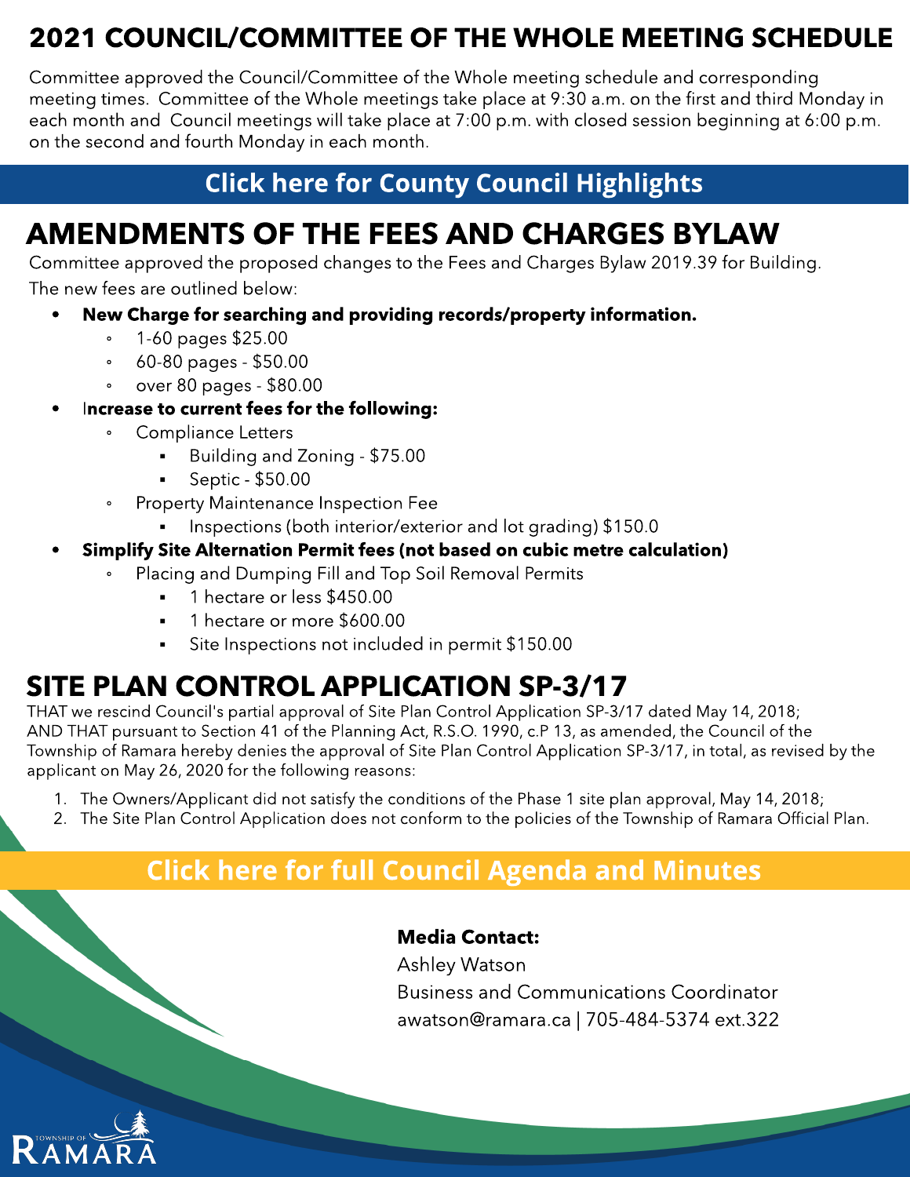## 2021 COUNCIL/COMMITTEE OF THE WHOLE MEETING SCHEDULE

Committee approved the Council/Committee of the Whole meeting schedule and corresponding meeting times. Committee of the Whole meetings take place at 9:30 a.m. on the first and third Monday in each month and Council meetings will take place at 7:00 p.m. with closed session beginning at 6:00 p.m. on the second and fourth Monday in each month.

**Click here for County Council Highlights**

## AMENDMENTS OF THE FEES AND CHARGES BYLAW

Committee approved the proposed changes to the Fees and Charges Bylaw 2019.39 for Building.

The new fees are outlined below:

- **New Charge for searching and providing records/property information.**
  - 1-60 pages $25.00
  - 60-80 pages - $50.00
  - over 80 pages - $80.00
- **Increase to current fees for the following:**
  - Compliance Letters
    - Building and Zoning - $75.00
    - Septic - $50.00
  - Property Maintenance Inspection Fee
    - Inspections (both interior/exterior and lot grading) $150.0
- **Simplify Site Alternation Permit fees (not based on cubic metre calculation)**
  - Placing and Dumping Fill and Top Soil Removal Permits
    - 1 hectare or less $450.00
    - 1 hectare or more $600.00
    - Site Inspections not included in permit $150.00

## SITE PLAN CONTROL APPLICATION SP-3/17

THAT we rescind Council's partial approval of Site Plan Control Application SP-3/17 dated May 14, 2018;
AND THAT pursuant to Section 41 of the Planning Act, R.S.O. 1990, c.P 13, as amended, the Council of the Township of Ramara hereby denies the approval of Site Plan Control Application SP-3/17, in total, as revised by the applicant on May 26, 2020 for the following reasons:

1. The Owners/Applicant did not satisfy the conditions of the Phase 1 site plan approval, May 14, 2018;
2. The Site Plan Control Application does not conform to the policies of the Township of Ramara Official Plan.

**Click here for full Council Agenda and Minutes**

**Media Contact:**
Ashley Watson
Business and Communications Coordinator
awatson@ramara.ca | 705-484-5374 ext.322

TOWNSHIP OF RAMARA